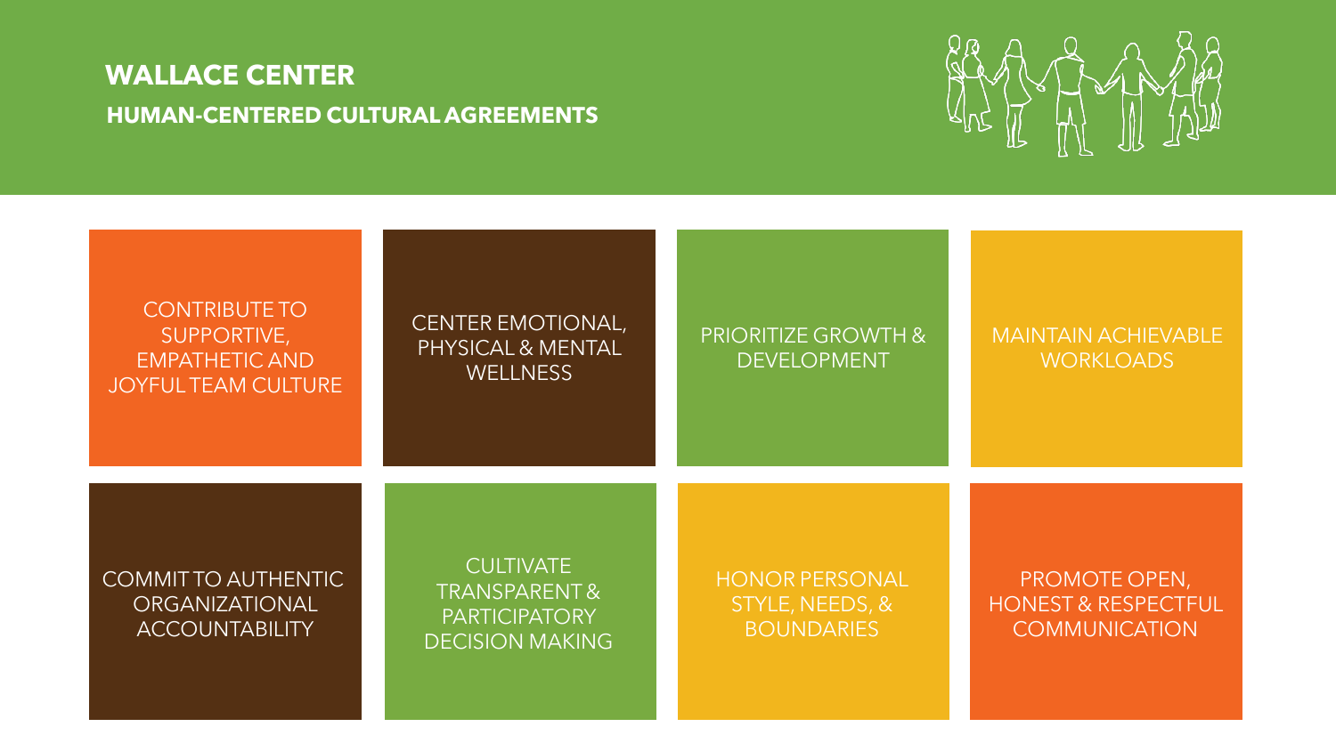# WALLACE CENTER

## HUMAN-CENTERED CULTURAL AGREEMENTS

- CONTRIBUTE TO SUPPORTIVE, EMPATHETIC AND JOYFUL TEAM CULTURE
- CENTER EMOTIONAL, PHYSICAL & MENTAL WELLNESS
- PRIORITIZE GROWTH & DEVELOPMENT
- MAINTAIN ACHIEVABLE WORKLOADS
- COMMIT TO AUTHENTIC ORGANIZATIONAL ACCOUNTABILITY
- CULTIVATE TRANSPARENT & PARTICIPATORY DECISION MAKING
- HONOR PERSONAL STYLE, NEEDS, & BOUNDARIES
- PROMOTE OPEN, HONEST & RESPECTFUL COMMUNICATION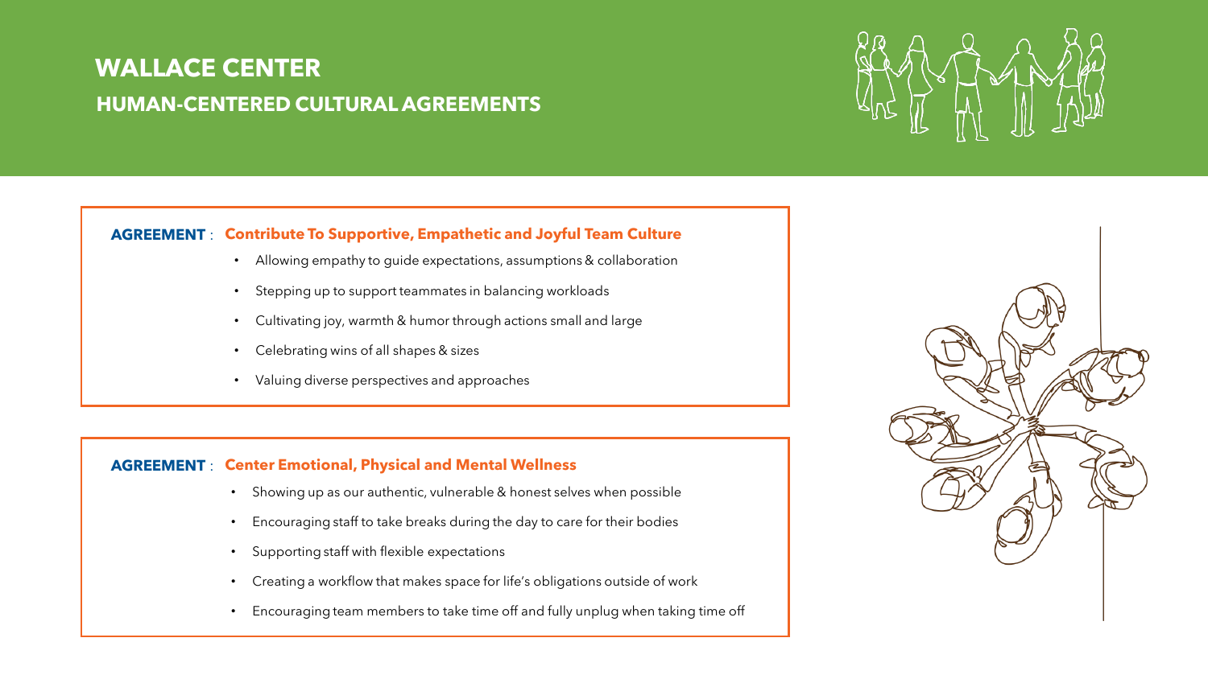# WALLACE CENTER

## HUMAN-CENTERED CULTURAL AGREEMENTS

**AGREEMENT** : **Contribute To Supportive, Empathetic and Joyful Team Culture**

- Allowing empathy to guide expectations, assumptions & collaboration
- Stepping up to support teammates in balancing workloads
- Cultivating joy, warmth & humor through actions small and large
- Celebrating wins of all shapes & sizes
- Valuing diverse perspectives and approaches

**AGREEMENT** : **Center Emotional, Physical and Mental Wellness**

- Showing up as our authentic, vulnerable & honest selves when possible
- Encouraging staff to take breaks during the day to care for their bodies
- Supporting staff with flexible expectations
- Creating a workflow that makes space for life's obligations outside of work
- Encouraging team members to take time off and fully unplug when taking time off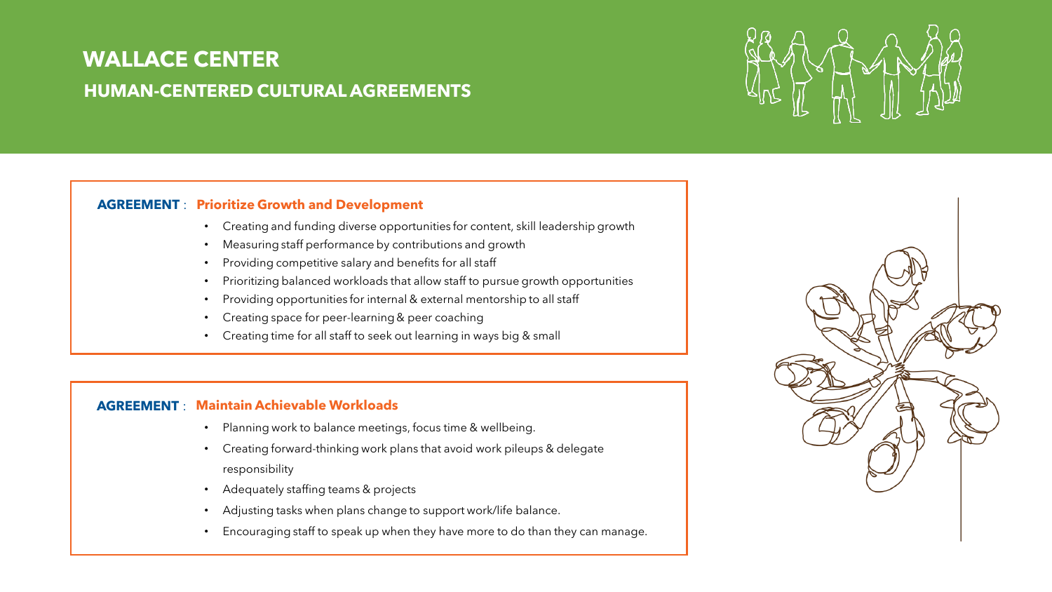# WALLACE CENTER

## HUMAN-CENTERED CULTURAL AGREEMENTS

### AGREEMENT : Prioritize Growth and Development

- Creating and funding diverse opportunities for content, skill leadership growth
- Measuring staff performance by contributions and growth
- Providing competitive salary and benefits for all staff
- Prioritizing balanced workloads that allow staff to pursue growth opportunities
- Providing opportunities for internal & external mentorship to all staff
- Creating space for peer-learning & peer coaching
- Creating time for all staff to seek out learning in ways big & small

### AGREEMENT : Maintain Achievable Workloads

- Planning work to balance meetings, focus time & wellbeing.
- Creating forward-thinking work plans that avoid work pileups & delegate responsibility
- Adequately staffing teams & projects
- Adjusting tasks when plans change to support work/life balance.
- Encouraging staff to speak up when they have more to do than they can manage.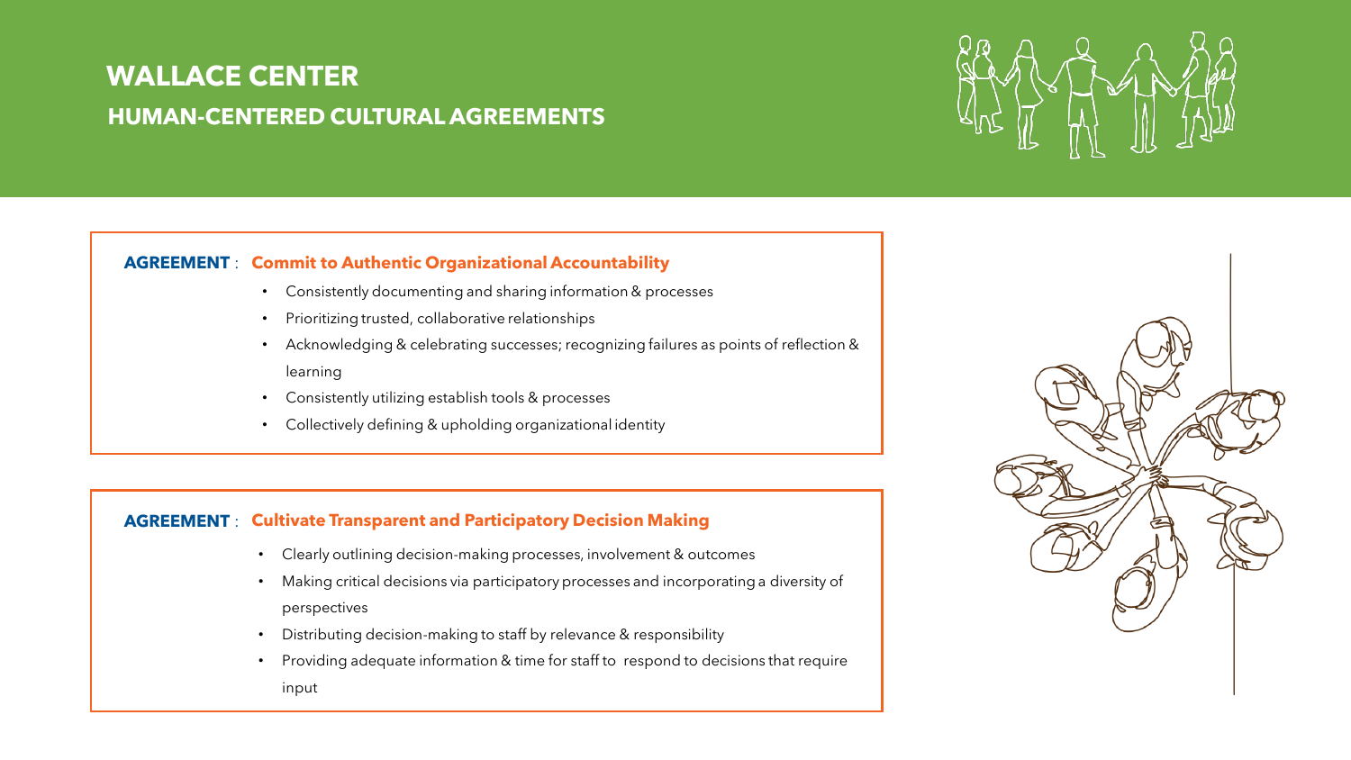# WALLACE CENTER

## HUMAN-CENTERED CULTURAL AGREEMENTS

**AGREEMENT** : **Commit to Authentic Organizational Accountability**

- Consistently documenting and sharing information & processes
- Prioritizing trusted, collaborative relationships
- Acknowledging & celebrating successes; recognizing failures as points of reflection & learning
- Consistently utilizing establish tools & processes
- Collectively defining & upholding organizational identity

**AGREEMENT** : **Cultivate Transparent and Participatory Decision Making**

- Clearly outlining decision-making processes, involvement & outcomes
- Making critical decisions via participatory processes and incorporating a diversity of perspectives
- Distributing decision-making to staff by relevance & responsibility
- Providing adequate information & time for staff to respond to decisions that require input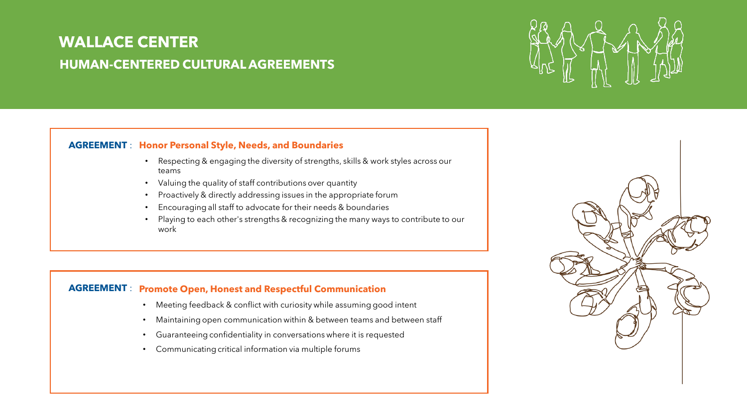# WALLACE CENTER

## HUMAN-CENTERED CULTURAL AGREEMENTS

**AGREEMENT** : **Honor Personal Style, Needs, and Boundaries**

- Respecting & engaging the diversity of strengths, skills & work styles across our teams
- Valuing the quality of staff contributions over quantity
- Proactively & directly addressing issues in the appropriate forum
- Encouraging all staff to advocate for their needs & boundaries
- Playing to each other's strengths & recognizing the many ways to contribute to our work

**AGREEMENT** : **Promote Open, Honest and Respectful Communication**

- Meeting feedback & conflict with curiosity while assuming good intent
- Maintaining open communication within & between teams and between staff
- Guaranteeing confidentiality in conversations where it is requested
- Communicating critical information via multiple forums